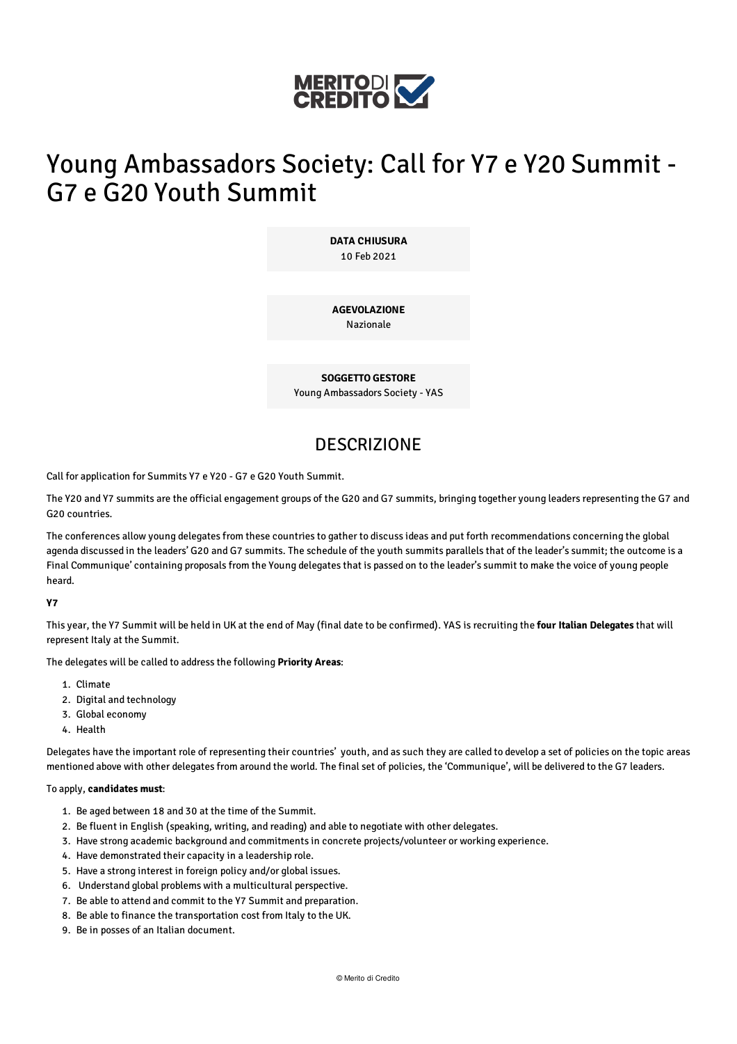# Young Ambassadors Society: Call for Y7 e Y20 Summit - G7 e G20 Youth Summit

**DATA CHIUSURA**
10 Feb 2021

**AGEVOLAZIONE**
Nazionale

**SOGGETTO GESTORE**
Young Ambassadors Society - YAS

## DESCRIZIONE

Call for application for Summits Y7 e Y20 - G7 e G20 Youth Summit.

The Y20 and Y7 summits are the official engagement groups of the G20 and G7 summits, bringing together young leaders representing the G7 and G20 countries.

The conferences allow young delegates from these countries to gather to discuss ideas and put forth recommendations concerning the global agenda discussed in the leaders' G20 and G7 summits. The schedule of the youth summits parallels that of the leader's summit; the outcome is a Final Communique' containing proposals from the Young delegates that is passed on to the leader's summit to make the voice of young people heard.

**Y7**

This year, the Y7 Summit will be held in UK at the end of May (final date to be confirmed). YAS is recruiting the **four Italian Delegates** that will represent Italy at the Summit.

The delegates will be called to address the following **Priority Areas**:

1. Climate
2. Digital and technology
3. Global economy
4. Health

Delegates have the important role of representing their countries' youth, and as such they are called to develop a set of policies on the topic areas mentioned above with other delegates from around the world. The final set of policies, the 'Communique', will be delivered to the G7 leaders.

To apply, **candidates must**:

1. Be aged between 18 and 30 at the time of the Summit.
2. Be fluent in English (speaking, writing, and reading) and able to negotiate with other delegates.
3. Have strong academic background and commitments in concrete projects/volunteer or working experience.
4. Have demonstrated their capacity in a leadership role.
5. Have a strong interest in foreign policy and/or global issues.
6. Understand global problems with a multicultural perspective.
7. Be able to attend and commit to the Y7 Summit and preparation.
8. Be able to finance the transportation cost from Italy to the UK.
9. Be in posses of an Italian document.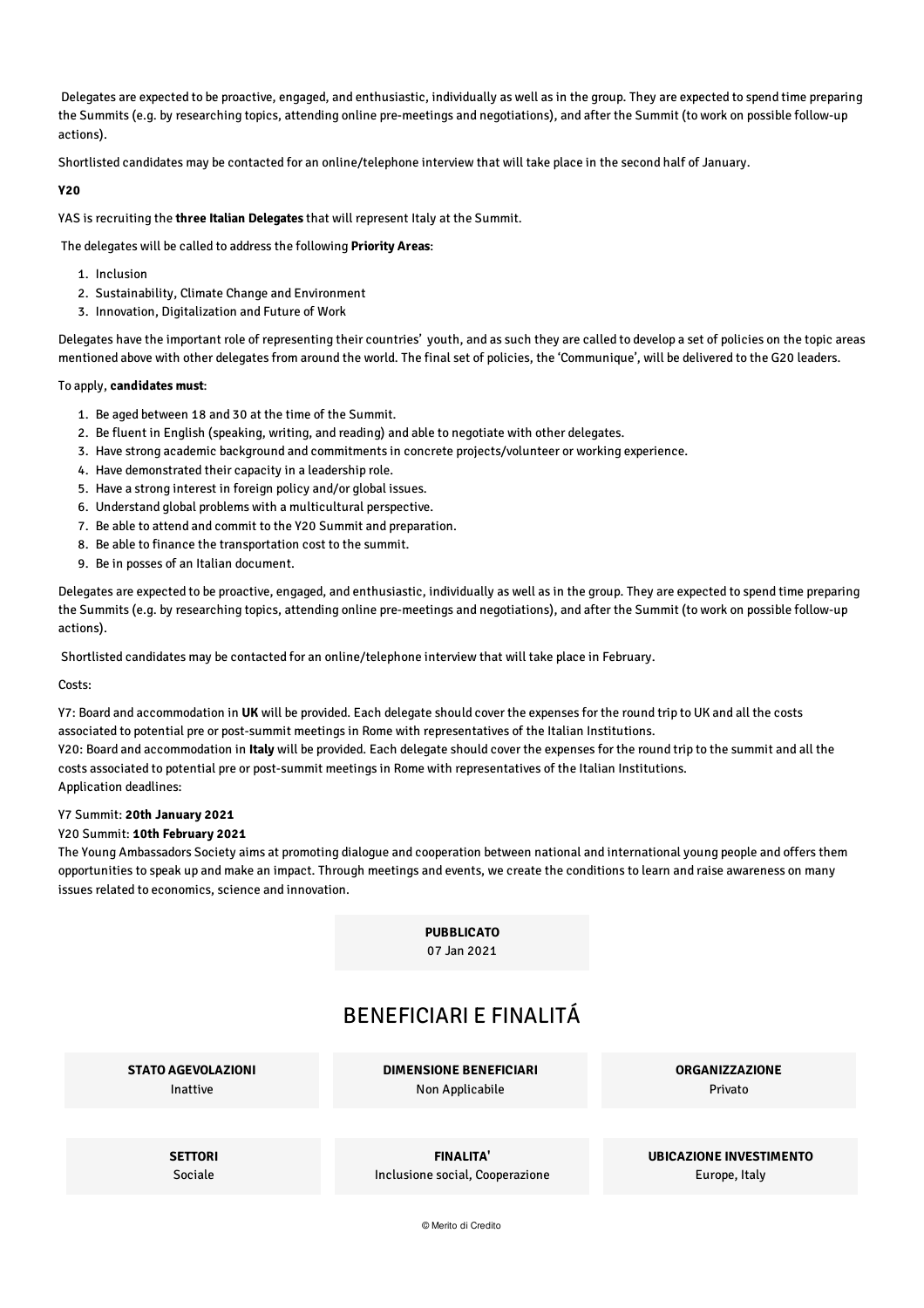Delegates are expected to be proactive, engaged, and enthusiastic, individually as well as in the group. They are expected to spend time preparing the Summits (e.g. by researching topics, attending online pre-meetings and negotiations), and after the Summit (to work on possible follow-up actions).

Shortlisted candidates may be contacted for an online/telephone interview that will take place in the second half of January.

**Y20**

YAS is recruiting the **three Italian Delegates** that will represent Italy at the Summit.

The delegates will be called to address the following **Priority Areas**:

1. Inclusion
2. Sustainability, Climate Change and Environment
3. Innovation, Digitalization and Future of Work

Delegates have the important role of representing their countries' youth, and as such they are called to develop a set of policies on the topic areas mentioned above with other delegates from around the world. The final set of policies, the 'Communique', will be delivered to the G20 leaders.

To apply, **candidates must**:

1. Be aged between 18 and 30 at the time of the Summit.
2. Be fluent in English (speaking, writing, and reading) and able to negotiate with other delegates.
3. Have strong academic background and commitments in concrete projects/volunteer or working experience.
4. Have demonstrated their capacity in a leadership role.
5. Have a strong interest in foreign policy and/or global issues.
6. Understand global problems with a multicultural perspective.
7. Be able to attend and commit to the Y20 Summit and preparation.
8. Be able to finance the transportation cost to the summit.
9. Be in posses of an Italian document.

Delegates are expected to be proactive, engaged, and enthusiastic, individually as well as in the group. They are expected to spend time preparing the Summits (e.g. by researching topics, attending online pre-meetings and negotiations), and after the Summit (to work on possible follow-up actions).

Shortlisted candidates may be contacted for an online/telephone interview that will take place in February.

Costs:

Y7: Board and accommodation in **UK** will be provided. Each delegate should cover the expenses for the round trip to UK and all the costs associated to potential pre or post-summit meetings in Rome with representatives of the Italian Institutions.
Y20: Board and accommodation in **Italy** will be provided. Each delegate should cover the expenses for the round trip to the summit and all the costs associated to potential pre or post-summit meetings in Rome with representatives of the Italian Institutions.
Application deadlines:

Y7 Summit: **20th January 2021**
Y20 Summit: **10th February 2021**
The Young Ambassadors Society aims at promoting dialogue and cooperation between national and international young people and offers them opportunities to speak up and make an impact. Through meetings and events, we create the conditions to learn and raise awareness on many issues related to economics, science and innovation.

**PUBBLICATO**
07 Jan 2021

## BENEFICIARI E FINALITÁ

| STATO AGEVOLAZIONI | DIMENSIONE BENEFICIARI | ORGANIZZAZIONE |
|---|---|---|
| Inattive | Non Applicabile | Privato |

| SETTORI | FINALITA' | UBICAZIONE INVESTIMENTO |
|---|---|---|
| Sociale | Inclusione social, Cooperazione | Europe, Italy |

© Merito di Credito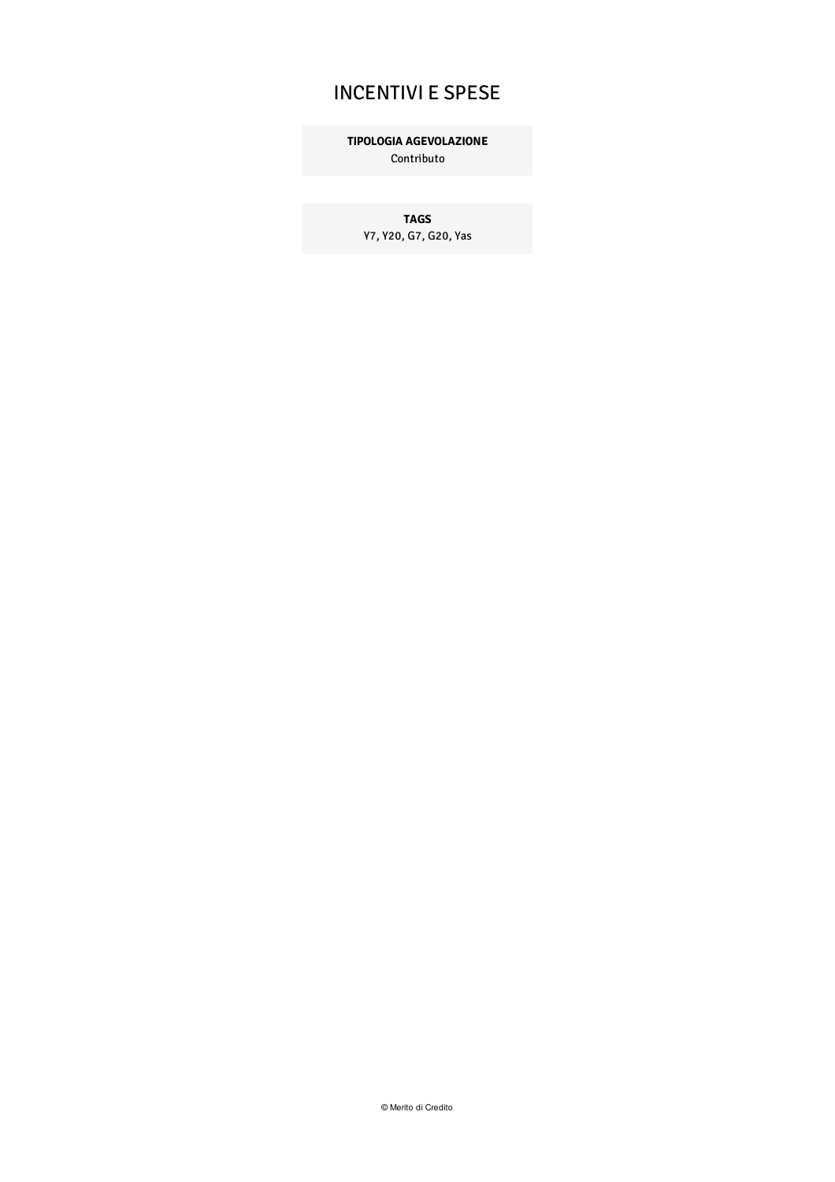# INCENTIVI E SPESE

**TIPOLOGIA AGEVOLAZIONE**
Contributo

**TAGS**
Y7, Y20, G7, G20, Yas